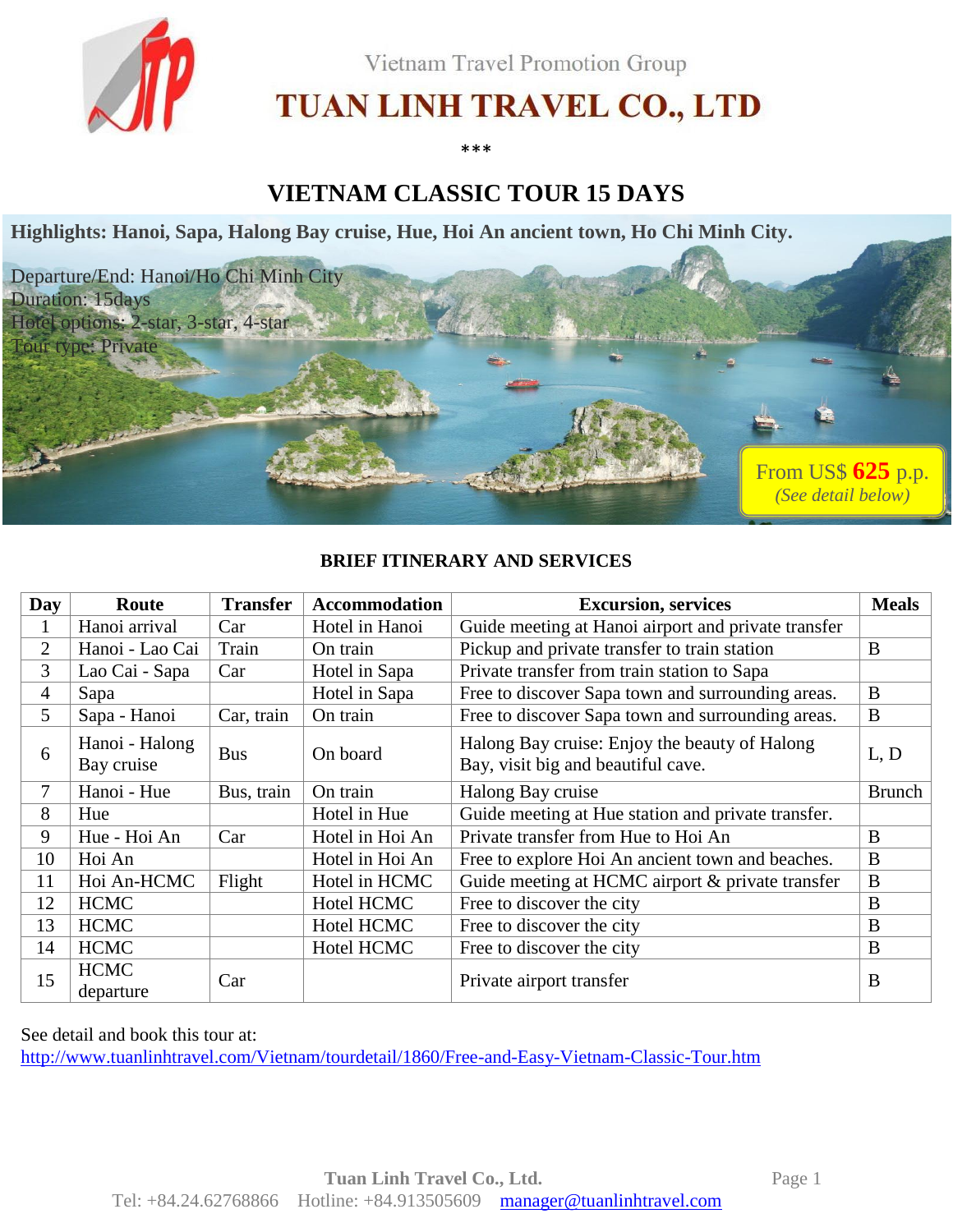Vietnam Travel Promotion Group

# TUAN LINH TRAVEL CO., LTD

\*\*\*

## VIETNAM CLASSIC TOUR 15 DAYS

**Highlights: Hanoi, Sapa, Halong Bay cruise, Hue, Hoi An ancient town, Ho Chi Minh City.**

Departure/End: Hanoi/Ho Chi Minh City
Duration: 15days
Hotel options: 2-star, 3-star, 4-star
Tour type: Private

From US$ **625** p.p.
*(See detail below)*

### BRIEF ITINERARY AND SERVICES

| Day | Route | Transfer | Accommodation | Excursion, services | Meals |
|---|---|---|---|---|---|
| 1 | Hanoi arrival | Car | Hotel in Hanoi | Guide meeting at Hanoi airport and private transfer | |
| 2 | Hanoi - Lao Cai | Train | On train | Pickup and private transfer to train station | B |
| 3 | Lao Cai - Sapa | Car | Hotel in Sapa | Private transfer from train station to Sapa | |
| 4 | Sapa | | Hotel in Sapa | Free to discover Sapa town and surrounding areas. | B |
| 5 | Sapa - Hanoi | Car, train | On train | Free to discover Sapa town and surrounding areas. | B |
| 6 | Hanoi - Halong Bay cruise | Bus | On board | Halong Bay cruise: Enjoy the beauty of Halong Bay, visit big and beautiful cave. | L, D |
| 7 | Hanoi - Hue | Bus, train | On train | Halong Bay cruise | Brunch |
| 8 | Hue | | Hotel in Hue | Guide meeting at Hue station and private transfer. | |
| 9 | Hue - Hoi An | Car | Hotel in Hoi An | Private transfer from Hue to Hoi An | B |
| 10 | Hoi An | | Hotel in Hoi An | Free to explore Hoi An ancient town and beaches. | B |
| 11 | Hoi An-HCMC | Flight | Hotel in HCMC | Guide meeting at HCMC airport & private transfer | B |
| 12 | HCMC | | Hotel HCMC | Free to discover the city | B |
| 13 | HCMC | | Hotel HCMC | Free to discover the city | B |
| 14 | HCMC | | Hotel HCMC | Free to discover the city | B |
| 15 | HCMC departure | Car | | Private airport transfer | B |

See detail and book this tour at:
http://www.tuanlinhtravel.com/Vietnam/tourdetail/1860/Free-and-Easy-Vietnam-Classic-Tour.htm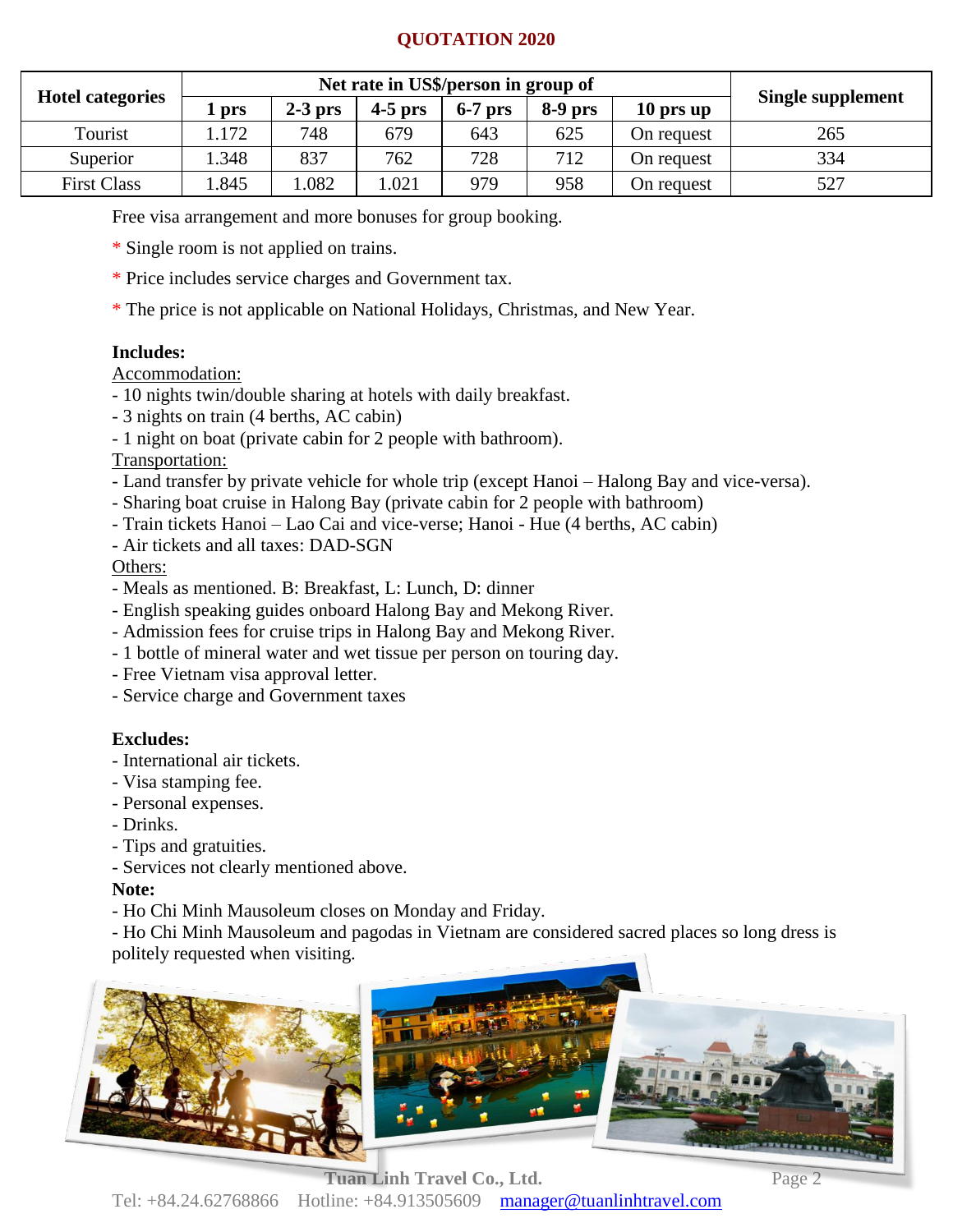# QUOTATION 2020

| Hotel categories | Net rate in US$/person in group of | | | | | | Single supplement |
|---|---|---|---|---|---|---|---|
| | 1 prs | 2-3 prs | 4-5 prs | 6-7 prs | 8-9 prs | 10 prs up | |
| Tourist | 1.172 | 748 | 679 | 643 | 625 | On request | 265 |
| Superior | 1.348 | 837 | 762 | 728 | 712 | On request | 334 |
| First Class | 1.845 | 1.082 | 1.021 | 979 | 958 | On request | 527 |

Free visa arrangement and more bonuses for group booking.

* Single room is not applied on trains.

* Price includes service charges and Government tax.

* The price is not applicable on National Holidays, Christmas, and New Year.

**Includes:**

Accommodation:

- 10 nights twin/double sharing at hotels with daily breakfast.
- 3 nights on train (4 berths, AC cabin)
- 1 night on boat (private cabin for 2 people with bathroom).

Transportation:

- Land transfer by private vehicle for whole trip (except Hanoi – Halong Bay and vice-versa).
- Sharing boat cruise in Halong Bay (private cabin for 2 people with bathroom)
- Train tickets Hanoi – Lao Cai and vice-verse; Hanoi - Hue (4 berths, AC cabin)
- Air tickets and all taxes: DAD-SGN

Others:

- Meals as mentioned. B: Breakfast, L: Lunch, D: dinner
- English speaking guides onboard Halong Bay and Mekong River.
- Admission fees for cruise trips in Halong Bay and Mekong River.
- 1 bottle of mineral water and wet tissue per person on touring day.
- Free Vietnam visa approval letter.
- Service charge and Government taxes

**Excludes:**

- International air tickets.
- Visa stamping fee.
- Personal expenses.
- Drinks.
- Tips and gratuities.
- Services not clearly mentioned above.

**Note:**

- Ho Chi Minh Mausoleum closes on Monday and Friday.
- Ho Chi Minh Mausoleum and pagodas in Vietnam are considered sacred places so long dress is politely requested when visiting.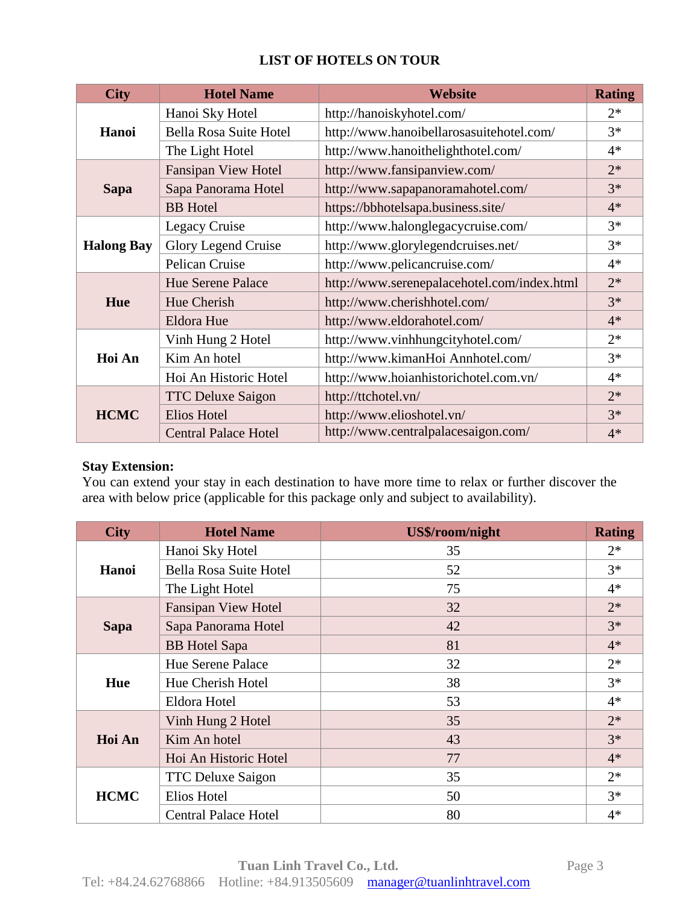## LIST OF HOTELS ON TOUR

| City | Hotel Name | Website | Rating |
|---|---|---|---|
| **Hanoi** | Hanoi Sky Hotel | http://hanoiskyhotel.com/ | 2* |
| | Bella Rosa Suite Hotel | http://www.hanoibellarosasuitehotel.com/ | 3* |
| | The Light Hotel | http://www.hanoithelighthotel.com/ | 4* |
| **Sapa** | Fansipan View Hotel | http://www.fansipanview.com/ | 2* |
| | Sapa Panorama Hotel | http://www.sapapanoramahotel.com/ | 3* |
| | BB Hotel | https://bbhotelsapa.business.site/ | 4* |
| **Halong Bay** | Legacy Cruise | http://www.halonglegacycruise.com/ | 3* |
| | Glory Legend Cruise | http://www.glorylegendcruises.net/ | 3* |
| | Pelican Cruise | http://www.pelicancruise.com/ | 4* |
| **Hue** | Hue Serene Palace | http://www.serenepalacehotel.com/index.html | 2* |
| | Hue Cherish | http://www.cherishhotel.com/ | 3* |
| | Eldora Hue | http://www.eldorahotel.com/ | 4* |
| **Hoi An** | Vinh Hung 2 Hotel | http://www.vinhhungcityhotel.com/ | 2* |
| | Kim An hotel | http://www.kimanHoi Annhotel.com/ | 3* |
| | Hoi An Historic Hotel | http://www.hoianhistorichotel.com.vn/ | 4* |
| **HCMC** | TTC Deluxe Saigon | http://ttchotel.vn/ | 2* |
| | Elios Hotel | http://www.elioshotel.vn/ | 3* |
| | Central Palace Hotel | http://www.centralpalacesaigon.com/ | 4* |

**Stay Extension:**

You can extend your stay in each destination to have more time to relax or further discover the area with below price (applicable for this package only and subject to availability).

| City | Hotel Name | US$/room/night | Rating |
|---|---|---|---|
| **Hanoi** | Hanoi Sky Hotel | 35 | 2* |
| | Bella Rosa Suite Hotel | 52 | 3* |
| | The Light Hotel | 75 | 4* |
| **Sapa** | Fansipan View Hotel | 32 | 2* |
| | Sapa Panorama Hotel | 42 | 3* |
| | BB Hotel Sapa | 81 | 4* |
| **Hue** | Hue Serene Palace | 32 | 2* |
| | Hue Cherish Hotel | 38 | 3* |
| | Eldora Hotel | 53 | 4* |
| **Hoi An** | Vinh Hung 2 Hotel | 35 | 2* |
| | Kim An hotel | 43 | 3* |
| | Hoi An Historic Hotel | 77 | 4* |
| **HCMC** | TTC Deluxe Saigon | 35 | 2* |
| | Elios Hotel | 50 | 3* |
| | Central Palace Hotel | 80 | 4* |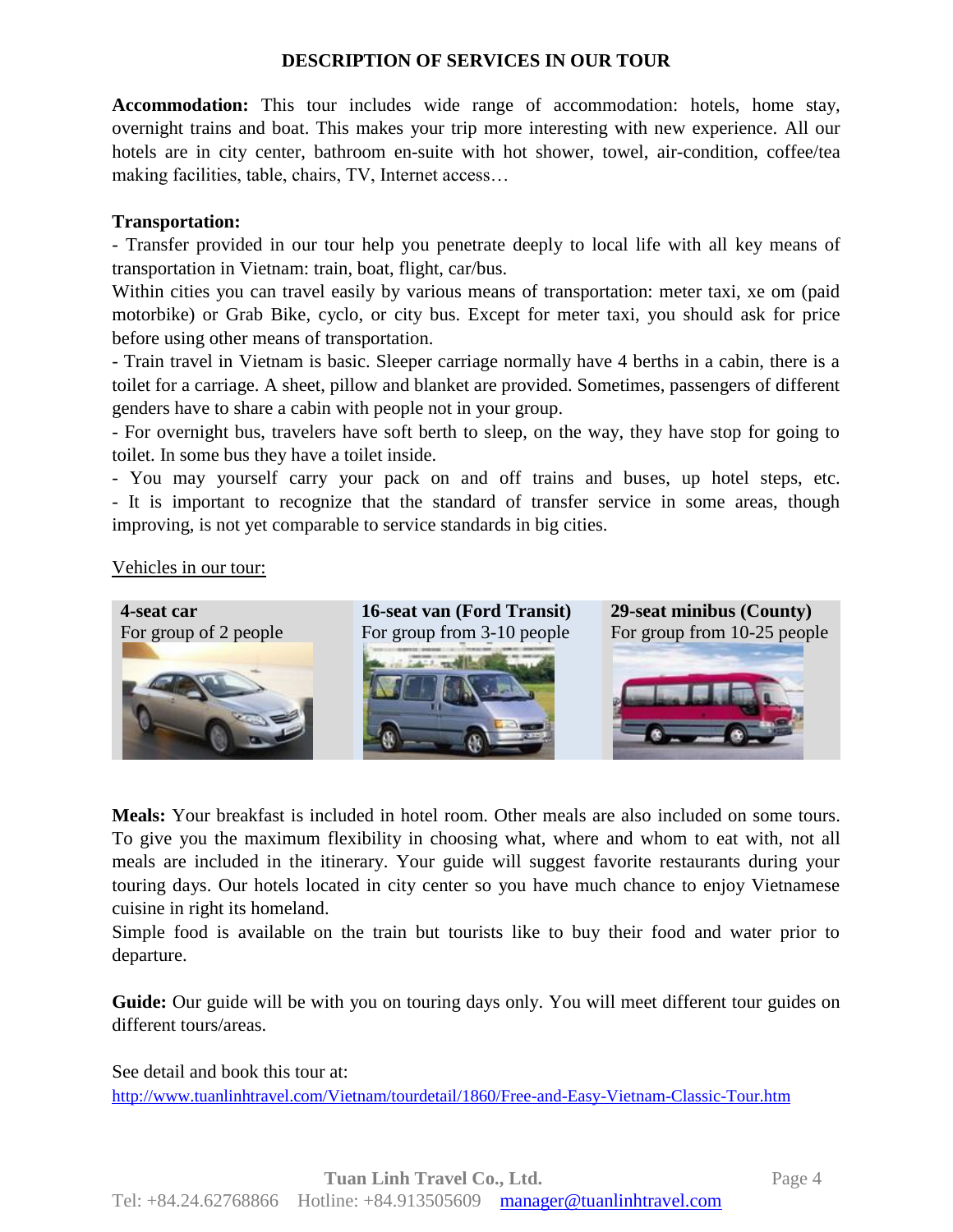## DESCRIPTION OF SERVICES IN OUR TOUR

**Accommodation:** This tour includes wide range of accommodation: hotels, home stay, overnight trains and boat. This makes your trip more interesting with new experience. All our hotels are in city center, bathroom en-suite with hot shower, towel, air-condition, coffee/tea making facilities, table, chairs, TV, Internet access…

**Transportation:**

- Transfer provided in our tour help you penetrate deeply to local life with all key means of transportation in Vietnam: train, boat, flight, car/bus.

Within cities you can travel easily by various means of transportation: meter taxi, xe om (paid motorbike) or Grab Bike, cyclo, or city bus. Except for meter taxi, you should ask for price before using other means of transportation.

- Train travel in Vietnam is basic. Sleeper carriage normally have 4 berths in a cabin, there is a toilet for a carriage. A sheet, pillow and blanket are provided. Sometimes, passengers of different genders have to share a cabin with people not in your group.
- For overnight bus, travelers have soft berth to sleep, on the way, they have stop for going to toilet. In some bus they have a toilet inside.
- You may yourself carry your pack on and off trains and buses, up hotel steps, etc.
- It is important to recognize that the standard of transfer service in some areas, though improving, is not yet comparable to service standards in big cities.

<u>Vehicles in our tour:</u>

| **4-seat car** | **16-seat van (Ford Transit)** | **29-seat minibus (County)** |
|---|---|---|
| For group of 2 people | For group from 3-10 people | For group from 10-25 people |

**Meals:** Your breakfast is included in hotel room. Other meals are also included on some tours. To give you the maximum flexibility in choosing what, where and whom to eat with, not all meals are included in the itinerary. Your guide will suggest favorite restaurants during your touring days. Our hotels located in city center so you have much chance to enjoy Vietnamese cuisine in right its homeland.

Simple food is available on the train but tourists like to buy their food and water prior to departure.

**Guide:** Our guide will be with you on touring days only. You will meet different tour guides on different tours/areas.

See detail and book this tour at:
http://www.tuanlinhtravel.com/Vietnam/tourdetail/1860/Free-and-Easy-Vietnam-Classic-Tour.htm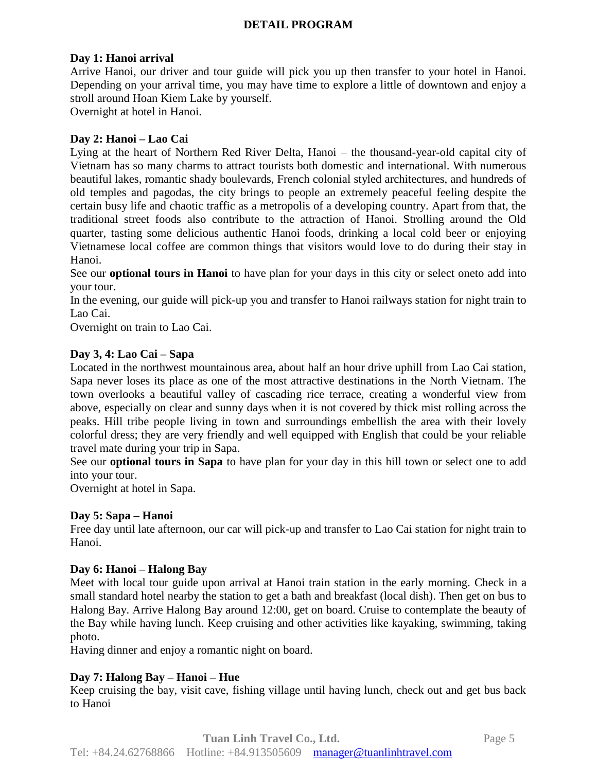## DETAIL PROGRAM

**Day 1: Hanoi arrival**

Arrive Hanoi, our driver and tour guide will pick you up then transfer to your hotel in Hanoi. Depending on your arrival time, you may have time to explore a little of downtown and enjoy a stroll around Hoan Kiem Lake by yourself.

Overnight at hotel in Hanoi.

**Day 2: Hanoi – Lao Cai**

Lying at the heart of Northern Red River Delta, Hanoi – the thousand-year-old capital city of Vietnam has so many charms to attract tourists both domestic and international. With numerous beautiful lakes, romantic shady boulevards, French colonial styled architectures, and hundreds of old temples and pagodas, the city brings to people an extremely peaceful feeling despite the certain busy life and chaotic traffic as a metropolis of a developing country. Apart from that, the traditional street foods also contribute to the attraction of Hanoi. Strolling around the Old quarter, tasting some delicious authentic Hanoi foods, drinking a local cold beer or enjoying Vietnamese local coffee are common things that visitors would love to do during their stay in Hanoi.

See our **optional tours in Hanoi** to have plan for your days in this city or select oneto add into your tour.

In the evening, our guide will pick-up you and transfer to Hanoi railways station for night train to Lao Cai.

Overnight on train to Lao Cai.

**Day 3, 4: Lao Cai – Sapa**

Located in the northwest mountainous area, about half an hour drive uphill from Lao Cai station, Sapa never loses its place as one of the most attractive destinations in the North Vietnam. The town overlooks a beautiful valley of cascading rice terrace, creating a wonderful view from above, especially on clear and sunny days when it is not covered by thick mist rolling across the peaks. Hill tribe people living in town and surroundings embellish the area with their lovely colorful dress; they are very friendly and well equipped with English that could be your reliable travel mate during your trip in Sapa.

See our **optional tours in Sapa** to have plan for your day in this hill town or select one to add into your tour.

Overnight at hotel in Sapa.

**Day 5: Sapa – Hanoi**

Free day until late afternoon, our car will pick-up and transfer to Lao Cai station for night train to Hanoi.

**Day 6: Hanoi – Halong Bay**

Meet with local tour guide upon arrival at Hanoi train station in the early morning. Check in a small standard hotel nearby the station to get a bath and breakfast (local dish). Then get on bus to Halong Bay. Arrive Halong Bay around 12:00, get on board. Cruise to contemplate the beauty of the Bay while having lunch. Keep cruising and other activities like kayaking, swimming, taking photo.

Having dinner and enjoy a romantic night on board.

**Day 7: Halong Bay – Hanoi – Hue**

Keep cruising the bay, visit cave, fishing village until having lunch, check out and get bus back to Hanoi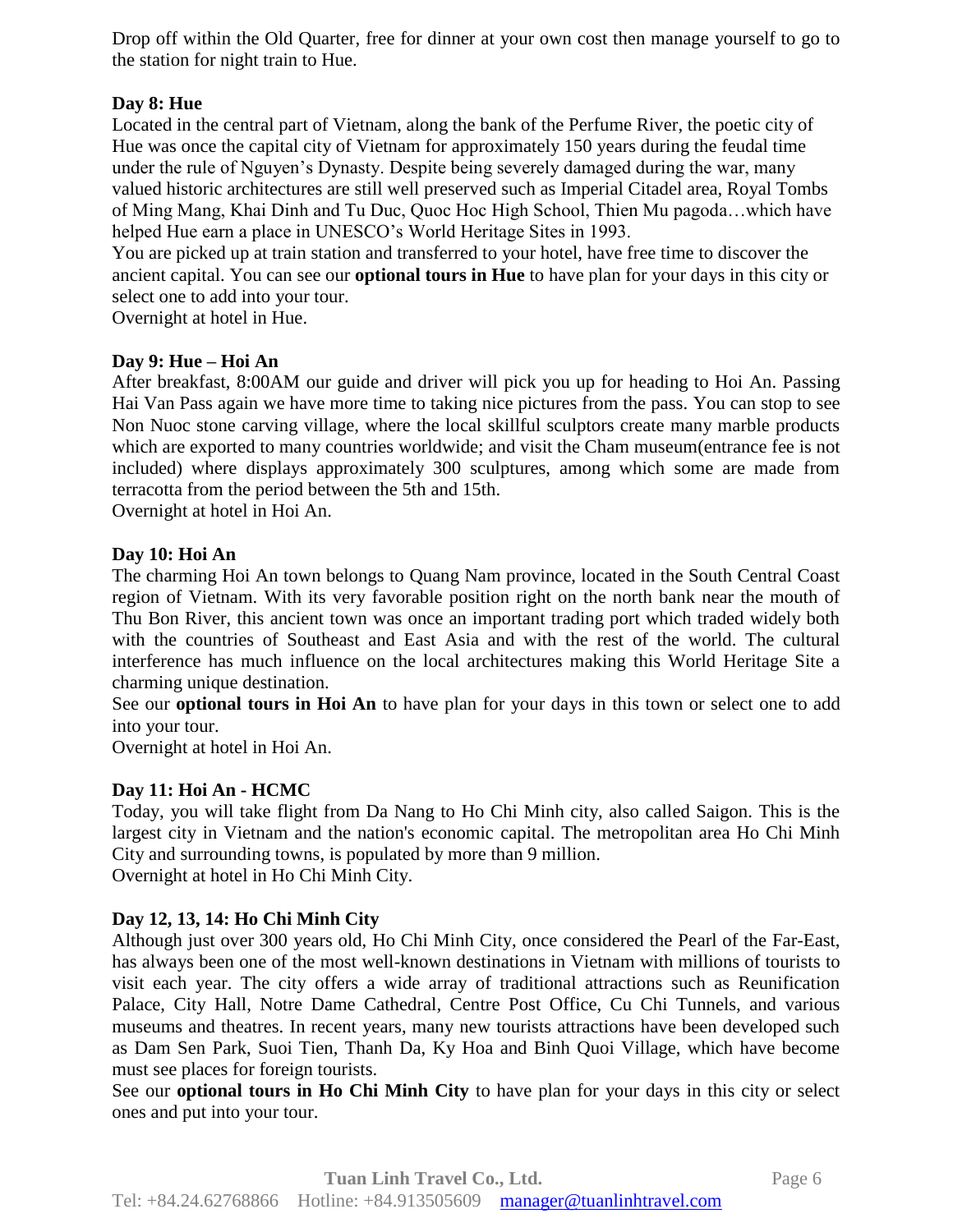Drop off within the Old Quarter, free for dinner at your own cost then manage yourself to go to the station for night train to Hue.

**Day 8: Hue**

Located in the central part of Vietnam, along the bank of the Perfume River, the poetic city of Hue was once the capital city of Vietnam for approximately 150 years during the feudal time under the rule of Nguyen's Dynasty. Despite being severely damaged during the war, many valued historic architectures are still well preserved such as Imperial Citadel area, Royal Tombs of Ming Mang, Khai Dinh and Tu Duc, Quoc Hoc High School, Thien Mu pagoda…which have helped Hue earn a place in UNESCO's World Heritage Sites in 1993.

You are picked up at train station and transferred to your hotel, have free time to discover the ancient capital. You can see our **optional tours in Hue** to have plan for your days in this city or select one to add into your tour.

Overnight at hotel in Hue.

**Day 9: Hue – Hoi An**

After breakfast, 8:00AM our guide and driver will pick you up for heading to Hoi An. Passing Hai Van Pass again we have more time to taking nice pictures from the pass. You can stop to see Non Nuoc stone carving village, where the local skillful sculptors create many marble products which are exported to many countries worldwide; and visit the Cham museum(entrance fee is not included) where displays approximately 300 sculptures, among which some are made from terracotta from the period between the 5th and 15th.

Overnight at hotel in Hoi An.

**Day 10: Hoi An**

The charming Hoi An town belongs to Quang Nam province, located in the South Central Coast region of Vietnam. With its very favorable position right on the north bank near the mouth of Thu Bon River, this ancient town was once an important trading port which traded widely both with the countries of Southeast and East Asia and with the rest of the world. The cultural interference has much influence on the local architectures making this World Heritage Site a charming unique destination.

See our **optional tours in Hoi An** to have plan for your days in this town or select one to add into your tour.

Overnight at hotel in Hoi An.

**Day 11: Hoi An - HCMC**

Today, you will take flight from Da Nang to Ho Chi Minh city, also called Saigon. This is the largest city in Vietnam and the nation's economic capital. The metropolitan area Ho Chi Minh City and surrounding towns, is populated by more than 9 million.

Overnight at hotel in Ho Chi Minh City.

**Day 12, 13, 14: Ho Chi Minh City**

Although just over 300 years old, Ho Chi Minh City, once considered the Pearl of the Far-East, has always been one of the most well-known destinations in Vietnam with millions of tourists to visit each year. The city offers a wide array of traditional attractions such as Reunification Palace, City Hall, Notre Dame Cathedral, Centre Post Office, Cu Chi Tunnels, and various museums and theatres. In recent years, many new tourists attractions have been developed such as Dam Sen Park, Suoi Tien, Thanh Da, Ky Hoa and Binh Quoi Village, which have become must see places for foreign tourists.

See our **optional tours in Ho Chi Minh City** to have plan for your days in this city or select ones and put into your tour.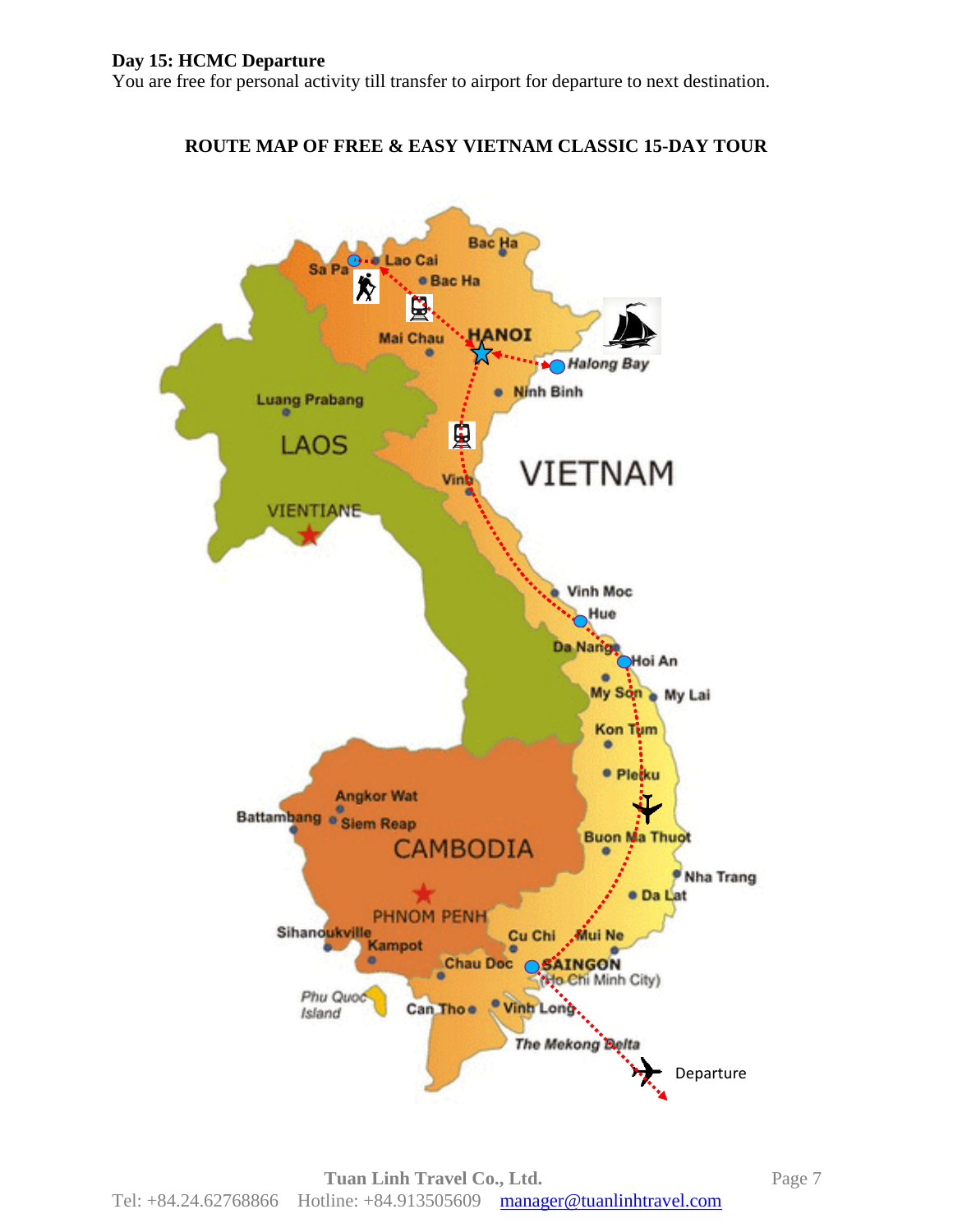**Day 15: HCMC Departure**
You are free for personal activity till transfer to airport for departure to next destination.

**ROUTE MAP OF FREE & EASY VIETNAM CLASSIC 15-DAY TOUR**

Bac Ha
Sa Pa
Lao Cai
Bac Ha
HANOI
Mai Chau
Halong Bay
Ninh Binh
Luang Prabang
LAOS
VIETNAM
Vinh
VIENTIANE
Vinh Moc
Hue
Da Nang
Hoi An
My Son
My Lai
Kon Tum
Pleiku
Angkor Wat
Battambang
Siem Reap
CAMBODIA
Buon Ma Thuot
Nha Trang
Da Lat
PHNOM PENH
Sihanoukville
Kampot
Cu Chi
Mui Ne
Chau Doc
SAINGON
(Ho Chi Minh City)
Phu Quoc Island
Can Tho
Vinh Long
The Mekong Delta
Departure